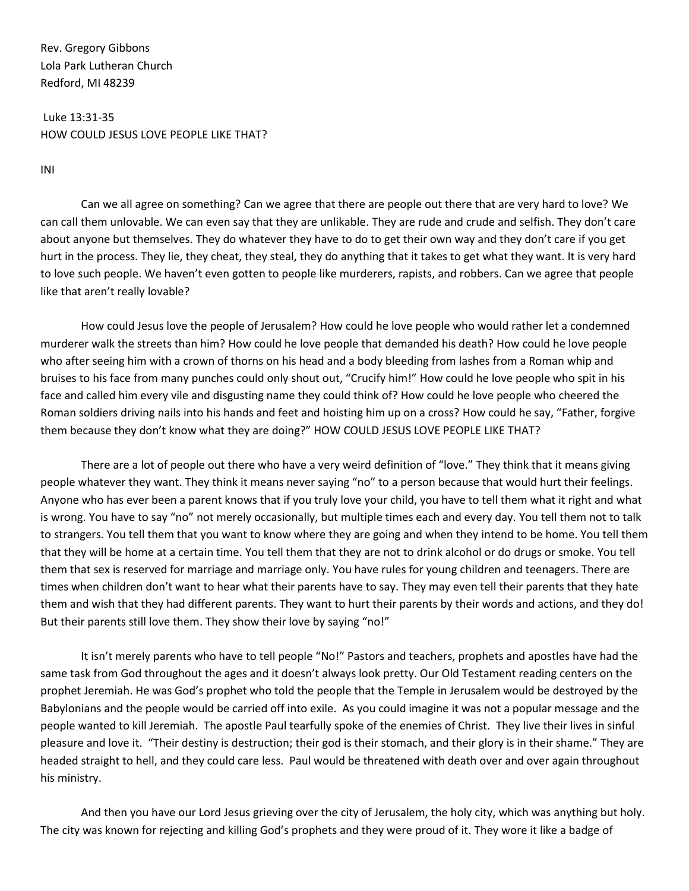Rev. Gregory Gibbons
Lola Park Lutheran Church
Redford, MI 48239

Luke 13:31-35
HOW COULD JESUS LOVE PEOPLE LIKE THAT?

INI

Can we all agree on something? Can we agree that there are people out there that are very hard to love? We can call them unlovable. We can even say that they are unlikable. They are rude and crude and selfish. They don't care about anyone but themselves. They do whatever they have to do to get their own way and they don't care if you get hurt in the process. They lie, they cheat, they steal, they do anything that it takes to get what they want. It is very hard to love such people. We haven't even gotten to people like murderers, rapists, and robbers. Can we agree that people like that aren't really lovable?

How could Jesus love the people of Jerusalem? How could he love people who would rather let a condemned murderer walk the streets than him? How could he love people that demanded his death? How could he love people who after seeing him with a crown of thorns on his head and a body bleeding from lashes from a Roman whip and bruises to his face from many punches could only shout out, "Crucify him!" How could he love people who spit in his face and called him every vile and disgusting name they could think of? How could he love people who cheered the Roman soldiers driving nails into his hands and feet and hoisting him up on a cross? How could he say, "Father, forgive them because they don't know what they are doing?" HOW COULD JESUS LOVE PEOPLE LIKE THAT?

There are a lot of people out there who have a very weird definition of "love." They think that it means giving people whatever they want. They think it means never saying "no" to a person because that would hurt their feelings. Anyone who has ever been a parent knows that if you truly love your child, you have to tell them what it right and what is wrong. You have to say "no" not merely occasionally, but multiple times each and every day. You tell them not to talk to strangers. You tell them that you want to know where they are going and when they intend to be home. You tell them that they will be home at a certain time. You tell them that they are not to drink alcohol or do drugs or smoke. You tell them that sex is reserved for marriage and marriage only. You have rules for young children and teenagers. There are times when children don't want to hear what their parents have to say. They may even tell their parents that they hate them and wish that they had different parents. They want to hurt their parents by their words and actions, and they do! But their parents still love them. They show their love by saying "no!"

It isn't merely parents who have to tell people "No!" Pastors and teachers, prophets and apostles have had the same task from God throughout the ages and it doesn't always look pretty. Our Old Testament reading centers on the prophet Jeremiah. He was God's prophet who told the people that the Temple in Jerusalem would be destroyed by the Babylonians and the people would be carried off into exile. As you could imagine it was not a popular message and the people wanted to kill Jeremiah. The apostle Paul tearfully spoke of the enemies of Christ. They live their lives in sinful pleasure and love it. "Their destiny is destruction; their god is their stomach, and their glory is in their shame." They are headed straight to hell, and they could care less. Paul would be threatened with death over and over again throughout his ministry.

And then you have our Lord Jesus grieving over the city of Jerusalem, the holy city, which was anything but holy. The city was known for rejecting and killing God's prophets and they were proud of it. They wore it like a badge of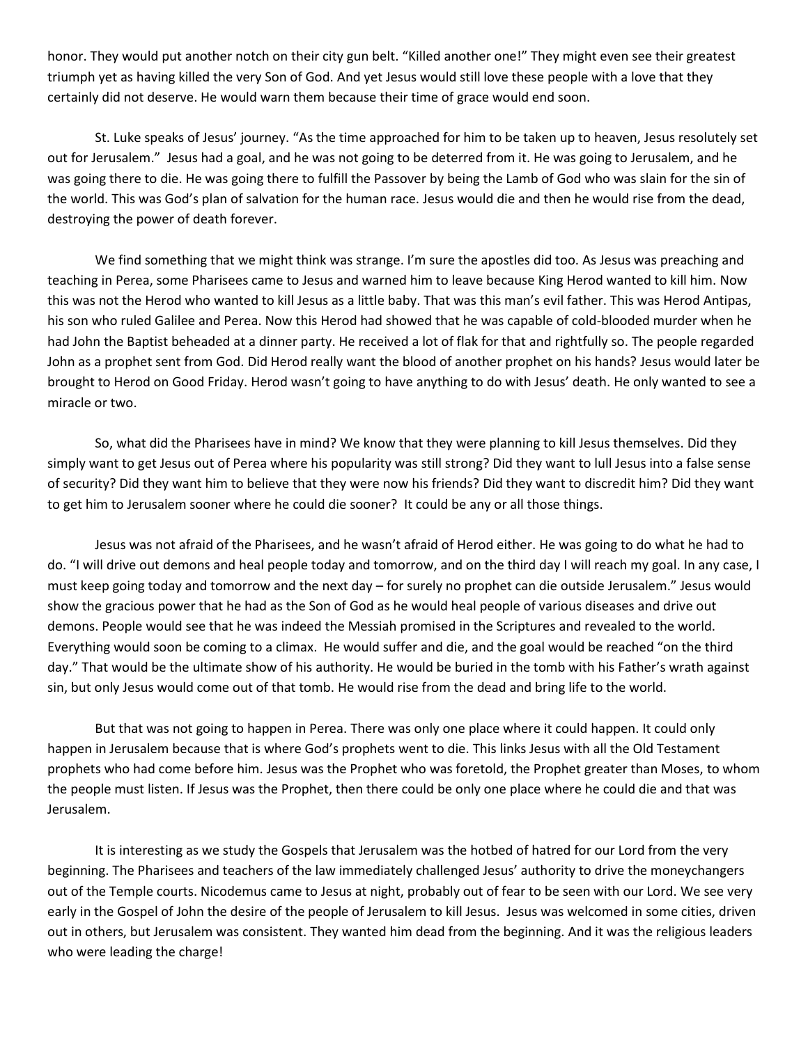honor. They would put another notch on their city gun belt. "Killed another one!" They might even see their greatest triumph yet as having killed the very Son of God. And yet Jesus would still love these people with a love that they certainly did not deserve. He would warn them because their time of grace would end soon.

St. Luke speaks of Jesus' journey. "As the time approached for him to be taken up to heaven, Jesus resolutely set out for Jerusalem." Jesus had a goal, and he was not going to be deterred from it. He was going to Jerusalem, and he was going there to die. He was going there to fulfill the Passover by being the Lamb of God who was slain for the sin of the world. This was God's plan of salvation for the human race. Jesus would die and then he would rise from the dead, destroying the power of death forever.

We find something that we might think was strange. I'm sure the apostles did too. As Jesus was preaching and teaching in Perea, some Pharisees came to Jesus and warned him to leave because King Herod wanted to kill him. Now this was not the Herod who wanted to kill Jesus as a little baby. That was this man's evil father. This was Herod Antipas, his son who ruled Galilee and Perea. Now this Herod had showed that he was capable of cold-blooded murder when he had John the Baptist beheaded at a dinner party. He received a lot of flak for that and rightfully so. The people regarded John as a prophet sent from God. Did Herod really want the blood of another prophet on his hands? Jesus would later be brought to Herod on Good Friday. Herod wasn't going to have anything to do with Jesus' death. He only wanted to see a miracle or two.

So, what did the Pharisees have in mind? We know that they were planning to kill Jesus themselves. Did they simply want to get Jesus out of Perea where his popularity was still strong? Did they want to lull Jesus into a false sense of security? Did they want him to believe that they were now his friends? Did they want to discredit him? Did they want to get him to Jerusalem sooner where he could die sooner? It could be any or all those things.

Jesus was not afraid of the Pharisees, and he wasn't afraid of Herod either. He was going to do what he had to do. "I will drive out demons and heal people today and tomorrow, and on the third day I will reach my goal. In any case, I must keep going today and tomorrow and the next day – for surely no prophet can die outside Jerusalem." Jesus would show the gracious power that he had as the Son of God as he would heal people of various diseases and drive out demons. People would see that he was indeed the Messiah promised in the Scriptures and revealed to the world. Everything would soon be coming to a climax. He would suffer and die, and the goal would be reached "on the third day." That would be the ultimate show of his authority. He would be buried in the tomb with his Father's wrath against sin, but only Jesus would come out of that tomb. He would rise from the dead and bring life to the world.

But that was not going to happen in Perea. There was only one place where it could happen. It could only happen in Jerusalem because that is where God's prophets went to die. This links Jesus with all the Old Testament prophets who had come before him. Jesus was the Prophet who was foretold, the Prophet greater than Moses, to whom the people must listen. If Jesus was the Prophet, then there could be only one place where he could die and that was Jerusalem.

It is interesting as we study the Gospels that Jerusalem was the hotbed of hatred for our Lord from the very beginning. The Pharisees and teachers of the law immediately challenged Jesus' authority to drive the moneychangers out of the Temple courts. Nicodemus came to Jesus at night, probably out of fear to be seen with our Lord. We see very early in the Gospel of John the desire of the people of Jerusalem to kill Jesus. Jesus was welcomed in some cities, driven out in others, but Jerusalem was consistent. They wanted him dead from the beginning. And it was the religious leaders who were leading the charge!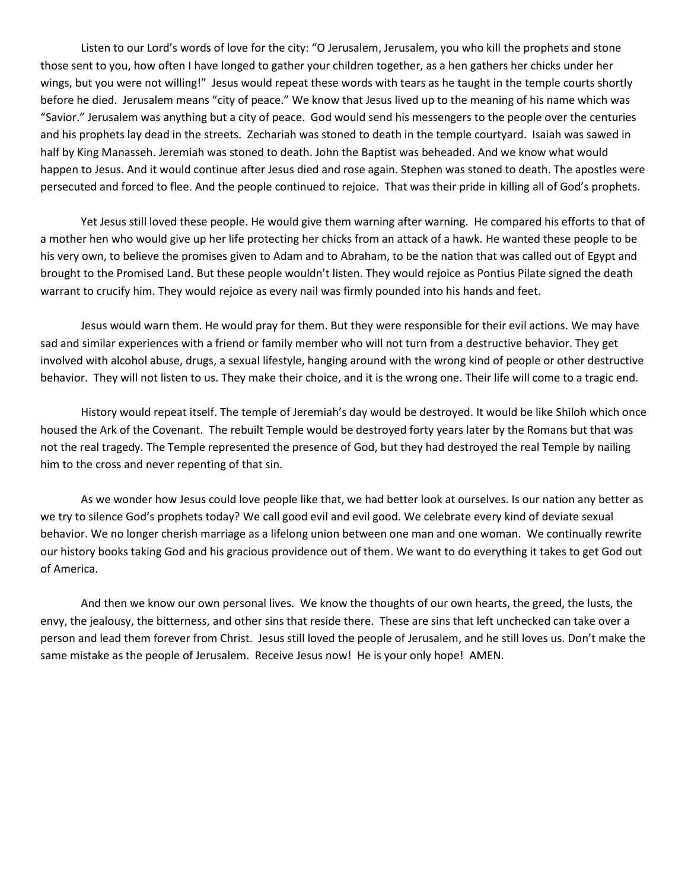Listen to our Lord's words of love for the city: "O Jerusalem, Jerusalem, you who kill the prophets and stone those sent to you, how often I have longed to gather your children together, as a hen gathers her chicks under her wings, but you were not willing!" Jesus would repeat these words with tears as he taught in the temple courts shortly before he died. Jerusalem means "city of peace." We know that Jesus lived up to the meaning of his name which was "Savior." Jerusalem was anything but a city of peace. God would send his messengers to the people over the centuries and his prophets lay dead in the streets. Zechariah was stoned to death in the temple courtyard. Isaiah was sawed in half by King Manasseh. Jeremiah was stoned to death. John the Baptist was beheaded. And we know what would happen to Jesus. And it would continue after Jesus died and rose again. Stephen was stoned to death. The apostles were persecuted and forced to flee. And the people continued to rejoice. That was their pride in killing all of God's prophets.

Yet Jesus still loved these people. He would give them warning after warning. He compared his efforts to that of a mother hen who would give up her life protecting her chicks from an attack of a hawk. He wanted these people to be his very own, to believe the promises given to Adam and to Abraham, to be the nation that was called out of Egypt and brought to the Promised Land. But these people wouldn't listen. They would rejoice as Pontius Pilate signed the death warrant to crucify him. They would rejoice as every nail was firmly pounded into his hands and feet.

Jesus would warn them. He would pray for them. But they were responsible for their evil actions. We may have sad and similar experiences with a friend or family member who will not turn from a destructive behavior. They get involved with alcohol abuse, drugs, a sexual lifestyle, hanging around with the wrong kind of people or other destructive behavior. They will not listen to us. They make their choice, and it is the wrong one. Their life will come to a tragic end.

History would repeat itself. The temple of Jeremiah's day would be destroyed. It would be like Shiloh which once housed the Ark of the Covenant. The rebuilt Temple would be destroyed forty years later by the Romans but that was not the real tragedy. The Temple represented the presence of God, but they had destroyed the real Temple by nailing him to the cross and never repenting of that sin.

As we wonder how Jesus could love people like that, we had better look at ourselves. Is our nation any better as we try to silence God's prophets today? We call good evil and evil good. We celebrate every kind of deviate sexual behavior. We no longer cherish marriage as a lifelong union between one man and one woman. We continually rewrite our history books taking God and his gracious providence out of them. We want to do everything it takes to get God out of America.

And then we know our own personal lives. We know the thoughts of our own hearts, the greed, the lusts, the envy, the jealousy, the bitterness, and other sins that reside there. These are sins that left unchecked can take over a person and lead them forever from Christ. Jesus still loved the people of Jerusalem, and he still loves us. Don't make the same mistake as the people of Jerusalem. Receive Jesus now! He is your only hope! AMEN.